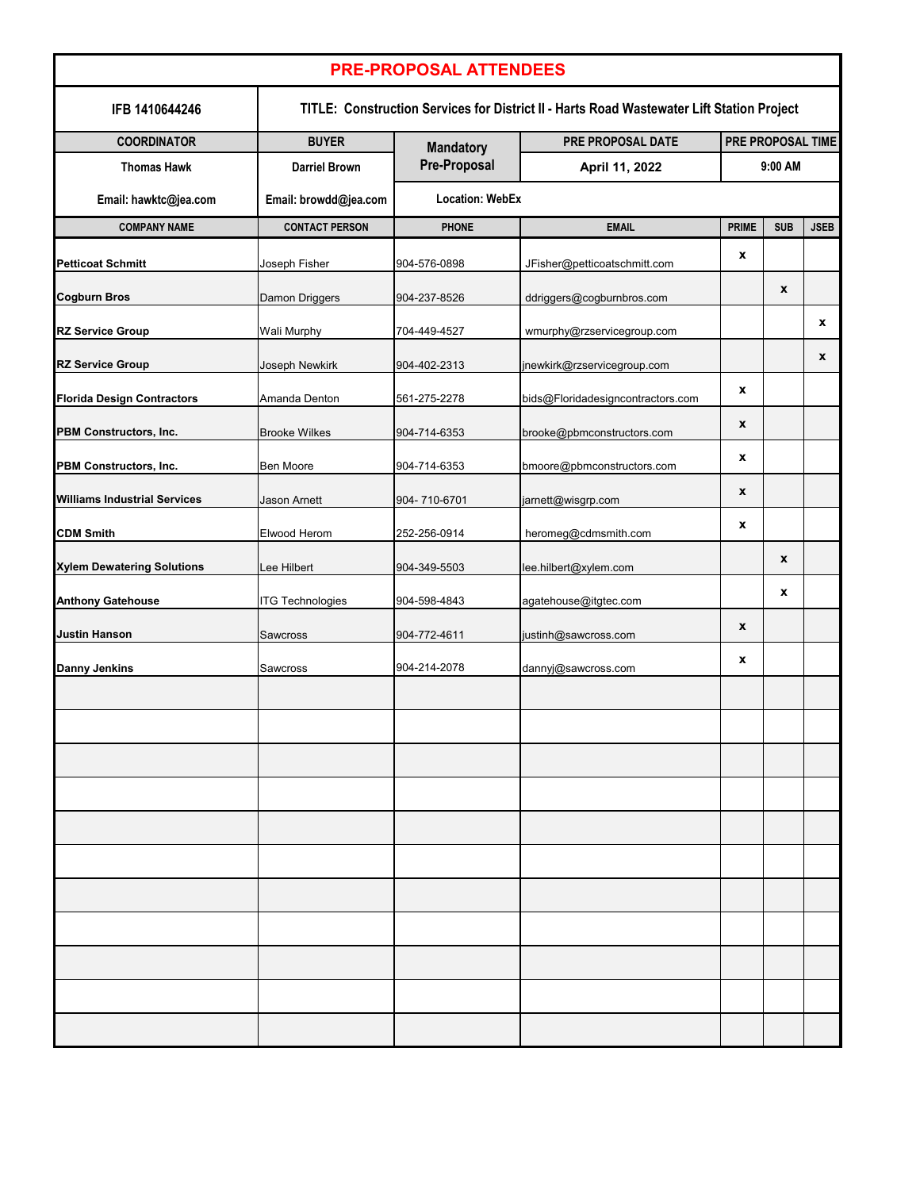# PRE-PROPOSAL ATTENDEES

| IFB 1410644246 | TITLE: Construction Services for District II - Harts Road Wastewater Lift Station Project | | | | | |
|---|---|---|---|---|---|---|
| **COORDINATOR** | **BUYER** | **Mandatory Pre-Proposal** | **PRE PROPOSAL DATE** | **PRE PROPOSAL TIME** | | |
| Thomas Hawk | Darriel Brown | | April 11, 2022 | 9:00 AM | | |
| Email: hawktc@jea.com | Email: browdd@jea.com | Location: WebEx | | | | |

| COMPANY NAME | CONTACT PERSON | PHONE | EMAIL | PRIME | SUB | JSEB |
|---|---|---|---|---|---|---|
| **Petticoat Schmitt** | Joseph Fisher | 904-576-0898 | JFisher@petticoatschmitt.com | x | | |
| **Cogburn Bros** | Damon Driggers | 904-237-8526 | ddriggers@cogburnbros.com | | x | |
| **RZ Service Group** | Wali Murphy | 704-449-4527 | wmurphy@rzservicegroup.com | | | x |
| **RZ Service Group** | Joseph Newkirk | 904-402-2313 | jnewkirk@rzservicegroup.com | | | x |
| **Florida Design Contractors** | Amanda Denton | 561-275-2278 | bids@Floridadesigncontractors.com | x | | |
| **PBM Constructors, Inc.** | Brooke Wilkes | 904-714-6353 | brooke@pbmconstructors.com | x | | |
| **PBM Constructors, Inc.** | Ben Moore | 904-714-6353 | bmoore@pbmconstructors.com | x | | |
| **Williams Industrial Services** | Jason Arnett | 904- 710-6701 | jarnett@wisgrp.com | x | | |
| **CDM Smith** | Elwood Herom | 252-256-0914 | heromeg@cdmsmith.com | x | | |
| **Xylem Dewatering Solutions** | Lee Hilbert | 904-349-5503 | lee.hilbert@xylem.com | | x | |
| **Anthony Gatehouse** | ITG Technologies | 904-598-4843 | agatehouse@itgtec.com | | x | |
| **Justin Hanson** | Sawcross | 904-772-4611 | justinh@sawcross.com | x | | |
| **Danny Jenkins** | Sawcross | 904-214-2078 | dannyj@sawcross.com | x | | |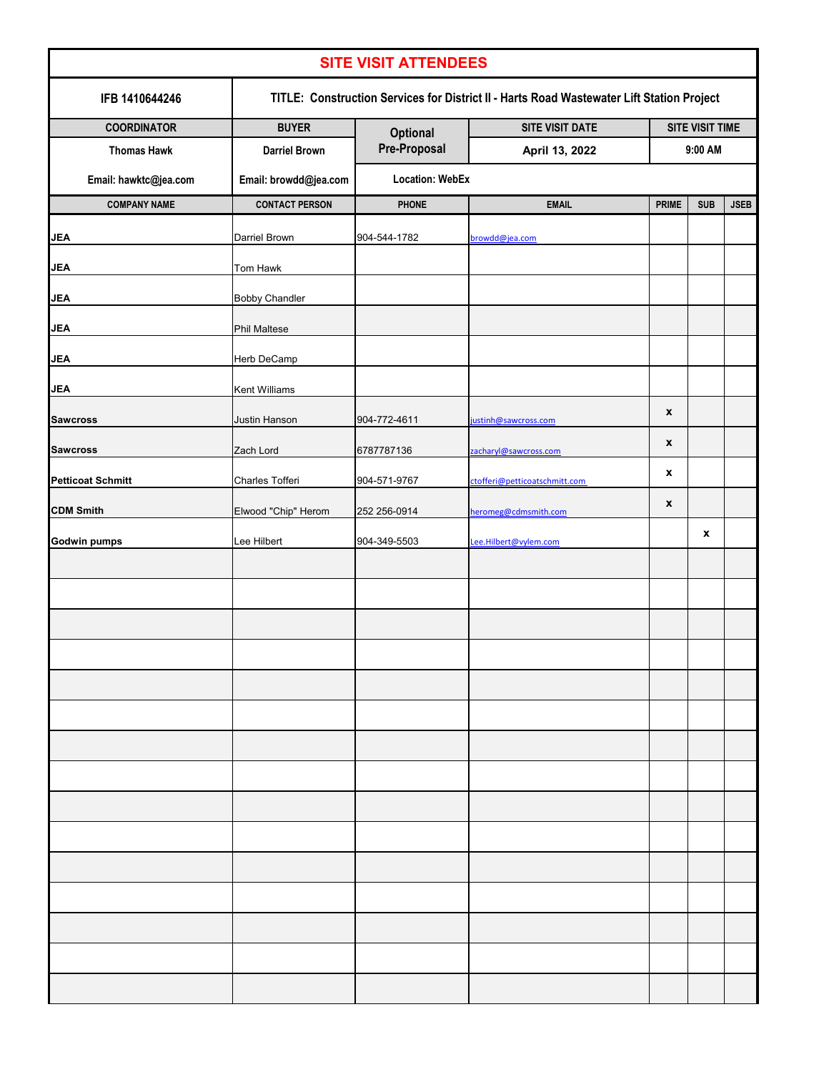# SITE VISIT ATTENDEES

| IFB 1410644246 | TITLE: Construction Services for District II - Harts Road Wastewater Lift Station Project | | | | | |
|---|---|---|---|---|---|---|
| **COORDINATOR** | **BUYER** | **Optional Pre-Proposal** | **SITE VISIT DATE** | **SITE VISIT TIME** | | |
| Thomas Hawk | Darriel Brown | | April 13, 2022 | 9:00 AM | | |
| Email: hawktc@jea.com | Email: browdd@jea.com | Location: WebEx | | | | |

| COMPANY NAME | CONTACT PERSON | PHONE | EMAIL | PRIME | SUB | JSEB |
|---|---|---|---|---|---|---|
| **JEA** | Darriel Brown | 904-544-1782 | browdd@jea.com | | | |
| **JEA** | Tom Hawk | | | | | |
| **JEA** | Bobby Chandler | | | | | |
| **JEA** | Phil Maltese | | | | | |
| **JEA** | Herb DeCamp | | | | | |
| **JEA** | Kent Williams | | | | | |
| **Sawcross** | Justin Hanson | 904-772-4611 | justinh@sawcross.com | x | | |
| **Sawcross** | Zach Lord | 6787787136 | zacharyl@sawcross.com | x | | |
| **Petticoat Schmitt** | Charles Tofferi | 904-571-9767 | ctofferi@petticoatschmitt.com | x | | |
| **CDM Smith** | Elwood "Chip" Herom | 252 256-0914 | heromeg@cdmsmith.com | x | | |
| **Godwin pumps** | Lee Hilbert | 904-349-5503 | Lee.Hilbert@vylem.com | | x | |